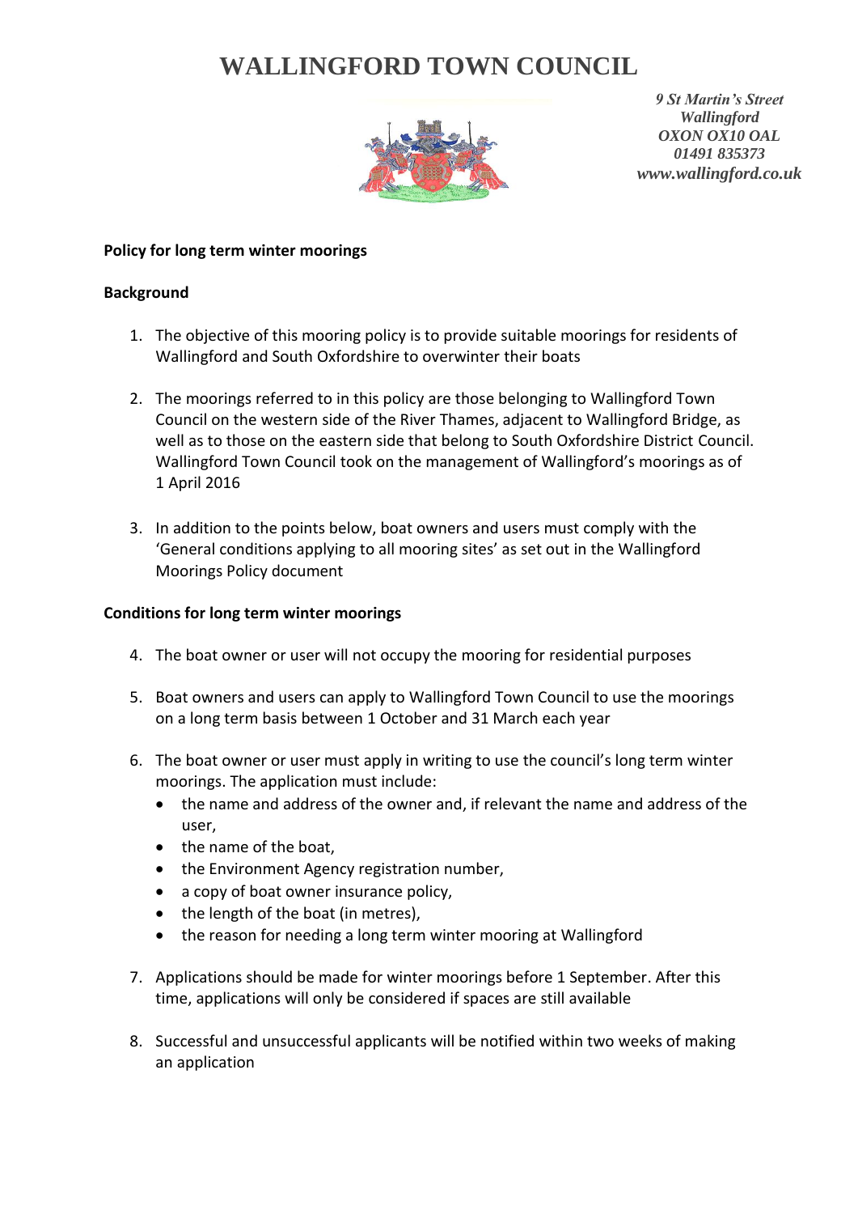# WALLINGFORD TOWN COUNCIL

*9 St Martin's Street*
*Wallingford*
*OXON OX10 OAL*
*01491 835373*
*www.wallingford.co.uk*

**Policy for long term winter moorings**

**Background**

1. The objective of this mooring policy is to provide suitable moorings for residents of Wallingford and South Oxfordshire to overwinter their boats

2. The moorings referred to in this policy are those belonging to Wallingford Town Council on the western side of the River Thames, adjacent to Wallingford Bridge, as well as to those on the eastern side that belong to South Oxfordshire District Council. Wallingford Town Council took on the management of Wallingford's moorings as of 1 April 2016

3. In addition to the points below, boat owners and users must comply with the 'General conditions applying to all mooring sites' as set out in the Wallingford Moorings Policy document

**Conditions for long term winter moorings**

4. The boat owner or user will not occupy the mooring for residential purposes

5. Boat owners and users can apply to Wallingford Town Council to use the moorings on a long term basis between 1 October and 31 March each year

6. The boat owner or user must apply in writing to use the council's long term winter moorings. The application must include:
   - the name and address of the owner and, if relevant the name and address of the user,
   - the name of the boat,
   - the Environment Agency registration number,
   - a copy of boat owner insurance policy,
   - the length of the boat (in metres),
   - the reason for needing a long term winter mooring at Wallingford

7. Applications should be made for winter moorings before 1 September. After this time, applications will only be considered if spaces are still available

8. Successful and unsuccessful applicants will be notified within two weeks of making an application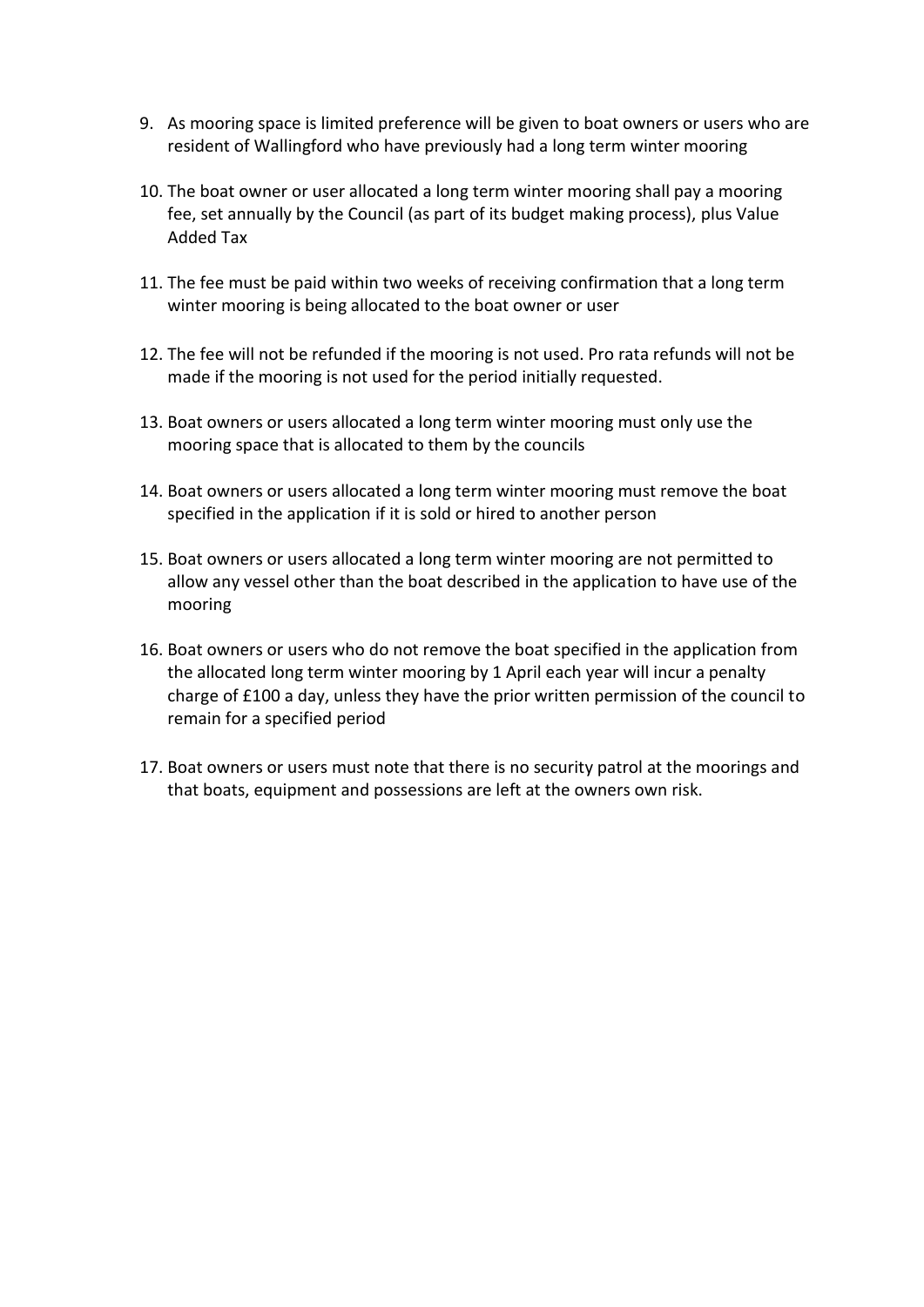9. As mooring space is limited preference will be given to boat owners or users who are resident of Wallingford who have previously had a long term winter mooring

10. The boat owner or user allocated a long term winter mooring shall pay a mooring fee, set annually by the Council (as part of its budget making process), plus Value Added Tax

11. The fee must be paid within two weeks of receiving confirmation that a long term winter mooring is being allocated to the boat owner or user

12. The fee will not be refunded if the mooring is not used. Pro rata refunds will not be made if the mooring is not used for the period initially requested.

13. Boat owners or users allocated a long term winter mooring must only use the mooring space that is allocated to them by the councils

14. Boat owners or users allocated a long term winter mooring must remove the boat specified in the application if it is sold or hired to another person

15. Boat owners or users allocated a long term winter mooring are not permitted to allow any vessel other than the boat described in the application to have use of the mooring

16. Boat owners or users who do not remove the boat specified in the application from the allocated long term winter mooring by 1 April each year will incur a penalty charge of £100 a day, unless they have the prior written permission of the council to remain for a specified period

17. Boat owners or users must note that there is no security patrol at the moorings and that boats, equipment and possessions are left at the owners own risk.